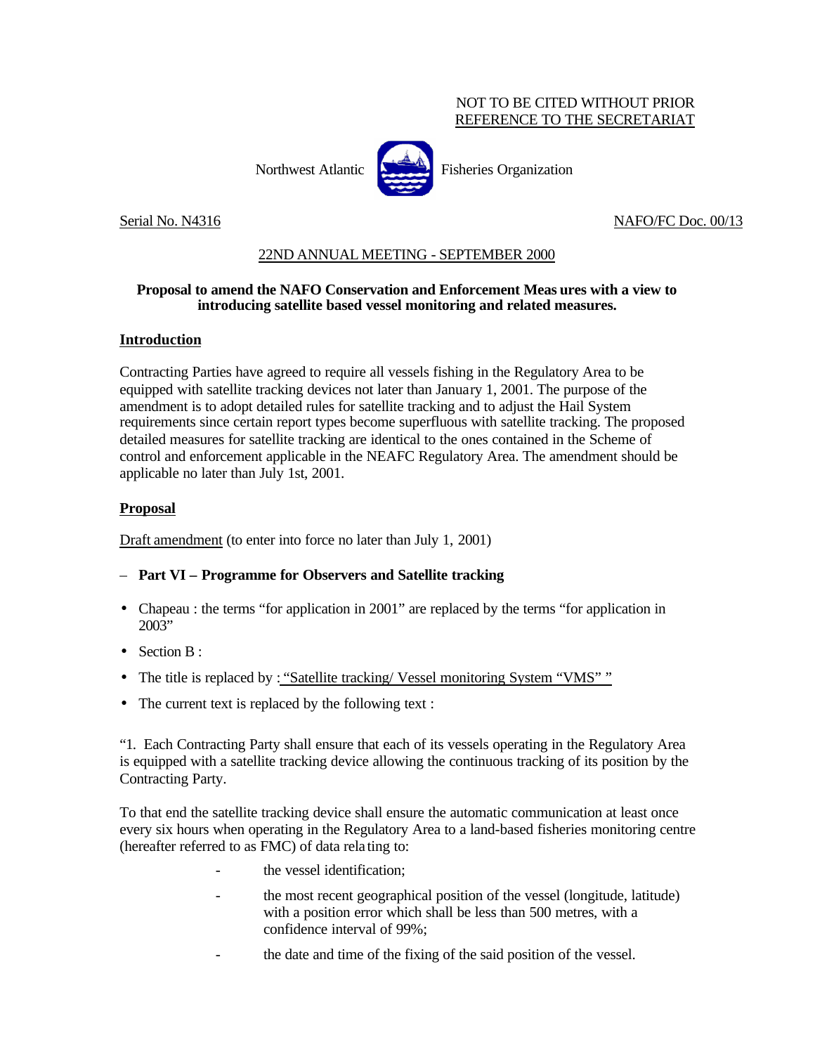NOT TO BE CITED WITHOUT PRIOR REFERENCE TO THE SECRETARIAT

Northwest Atlantic Fisheries Organization

Serial No. N4316 NAFO/FC Doc. 00/13

22ND ANNUAL MEETING - SEPTEMBER 2000

**Proposal to amend the NAFO Conservation and Enforcement Measures with a view to introducing satellite based vessel monitoring and related measures.**

## Introduction

Contracting Parties have agreed to require all vessels fishing in the Regulatory Area to be equipped with satellite tracking devices not later than January 1, 2001. The purpose of the amendment is to adopt detailed rules for satellite tracking and to adjust the Hail System requirements since certain report types become superfluous with satellite tracking. The proposed detailed measures for satellite tracking are identical to the ones contained in the Scheme of control and enforcement applicable in the NEAFC Regulatory Area. The amendment should be applicable no later than July 1st, 2001.

## Proposal

Draft amendment (to enter into force no later than July 1, 2001)

– **Part VI – Programme for Observers and Satellite tracking**

- Chapeau : the terms "for application in 2001" are replaced by the terms "for application in 2003"
- Section B :
- The title is replaced by : "Satellite tracking/ Vessel monitoring System "VMS" "
- The current text is replaced by the following text :

"1. Each Contracting Party shall ensure that each of its vessels operating in the Regulatory Area is equipped with a satellite tracking device allowing the continuous tracking of its position by the Contracting Party.

To that end the satellite tracking device shall ensure the automatic communication at least once every six hours when operating in the Regulatory Area to a land-based fisheries monitoring centre (hereafter referred to as FMC) of data relating to:

- the vessel identification;
- the most recent geographical position of the vessel (longitude, latitude) with a position error which shall be less than 500 metres, with a confidence interval of 99%;
- the date and time of the fixing of the said position of the vessel.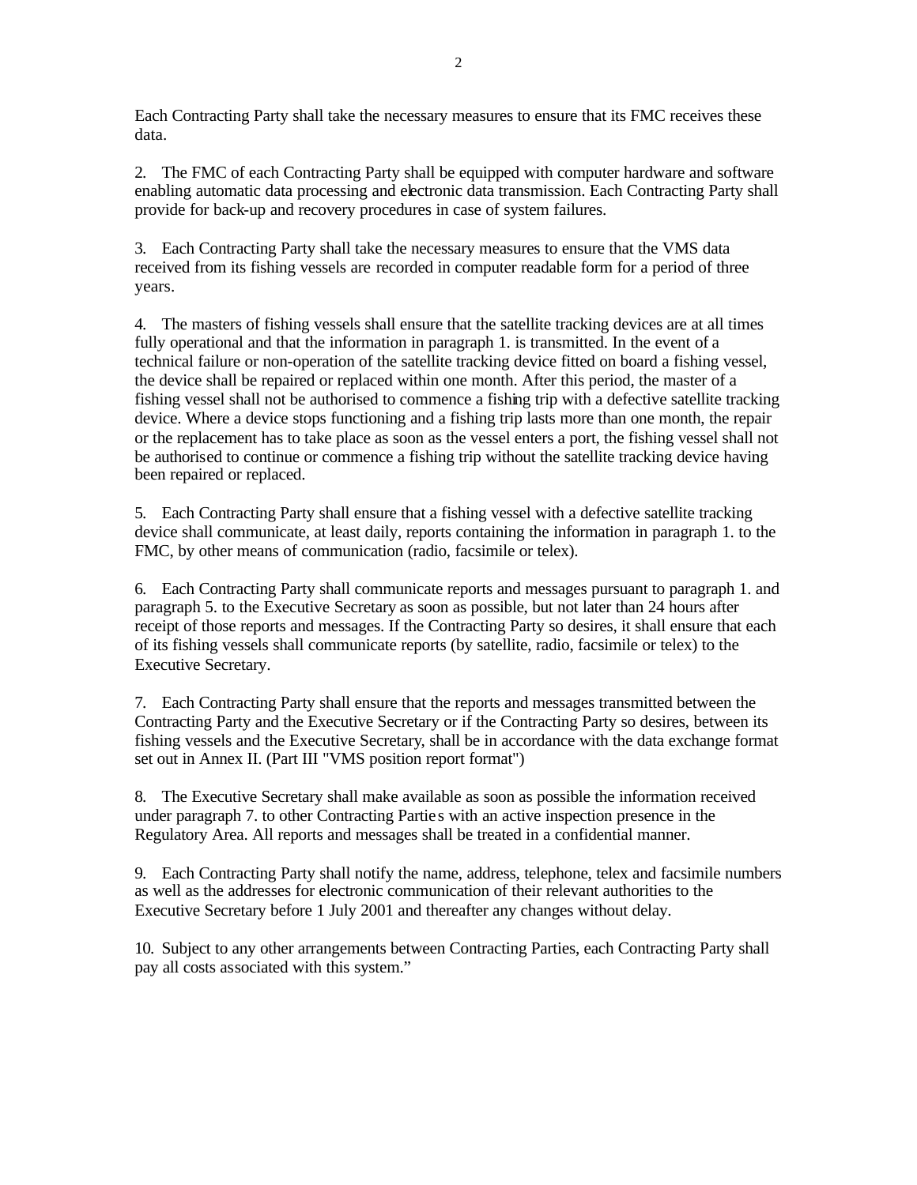Each Contracting Party shall take the necessary measures to ensure that its FMC receives these data.

2. The FMC of each Contracting Party shall be equipped with computer hardware and software enabling automatic data processing and electronic data transmission. Each Contracting Party shall provide for back-up and recovery procedures in case of system failures.

3. Each Contracting Party shall take the necessary measures to ensure that the VMS data received from its fishing vessels are recorded in computer readable form for a period of three years.

4. The masters of fishing vessels shall ensure that the satellite tracking devices are at all times fully operational and that the information in paragraph 1. is transmitted. In the event of a technical failure or non-operation of the satellite tracking device fitted on board a fishing vessel, the device shall be repaired or replaced within one month. After this period, the master of a fishing vessel shall not be authorised to commence a fishing trip with a defective satellite tracking device. Where a device stops functioning and a fishing trip lasts more than one month, the repair or the replacement has to take place as soon as the vessel enters a port, the fishing vessel shall not be authorised to continue or commence a fishing trip without the satellite tracking device having been repaired or replaced.

5. Each Contracting Party shall ensure that a fishing vessel with a defective satellite tracking device shall communicate, at least daily, reports containing the information in paragraph 1. to the FMC, by other means of communication (radio, facsimile or telex).

6. Each Contracting Party shall communicate reports and messages pursuant to paragraph 1. and paragraph 5. to the Executive Secretary as soon as possible, but not later than 24 hours after receipt of those reports and messages. If the Contracting Party so desires, it shall ensure that each of its fishing vessels shall communicate reports (by satellite, radio, facsimile or telex) to the Executive Secretary.

7. Each Contracting Party shall ensure that the reports and messages transmitted between the Contracting Party and the Executive Secretary or if the Contracting Party so desires, between its fishing vessels and the Executive Secretary, shall be in accordance with the data exchange format set out in Annex II. (Part III "VMS position report format")

8. The Executive Secretary shall make available as soon as possible the information received under paragraph 7. to other Contracting Parties with an active inspection presence in the Regulatory Area. All reports and messages shall be treated in a confidential manner.

9. Each Contracting Party shall notify the name, address, telephone, telex and facsimile numbers as well as the addresses for electronic communication of their relevant authorities to the Executive Secretary before 1 July 2001 and thereafter any changes without delay.

10. Subject to any other arrangements between Contracting Parties, each Contracting Party shall pay all costs associated with this system."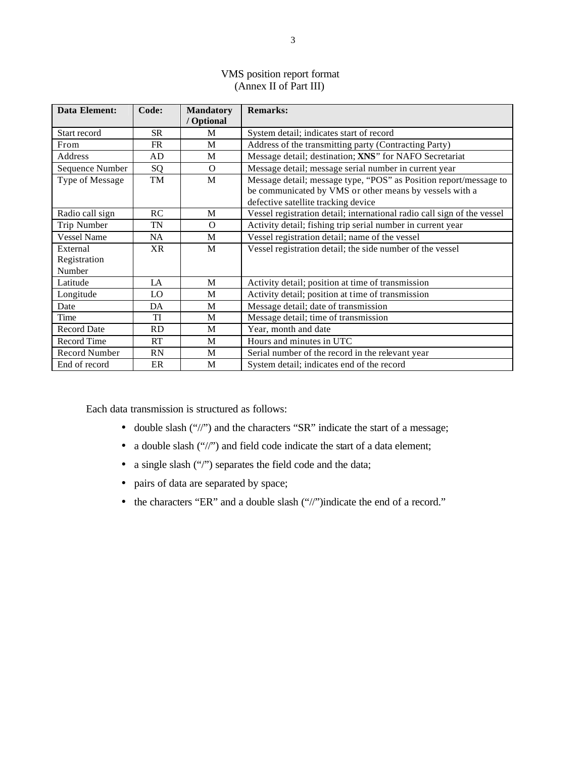VMS position report format
(Annex II of Part III)

| **Data Element:** | **Code:** | **Mandatory / Optional** | **Remarks:** |
|---|---|---|---|
| Start record | SR | M | System detail; indicates start of record |
| From | FR | M | Address of the transmitting party (Contracting Party) |
| Address | AD | M | Message detail; destination; **XNS**" for NAFO Secretariat |
| Sequence Number | SQ | O | Message detail; message serial number in current year |
| Type of Message | TM | M | Message detail; message type, "POS" as Position report/message to be communicated by VMS or other means by vessels with a defective satellite tracking device |
| Radio call sign | RC | M | Vessel registration detail; international radio call sign of the vessel |
| Trip Number | TN | O | Activity detail; fishing trip serial number in current year |
| Vessel Name | NA | M | Vessel registration detail; name of the vessel |
| External Registration Number | XR | M | Vessel registration detail; the side number of the vessel |
| Latitude | LA | M | Activity detail; position at time of transmission |
| Longitude | LO | M | Activity detail; position at time of transmission |
| Date | DA | M | Message detail; date of transmission |
| Time | TI | M | Message detail; time of transmission |
| Record Date | RD | M | Year, month and date |
| Record Time | RT | M | Hours and minutes in UTC |
| Record Number | RN | M | Serial number of the record in the relevant year |
| End of record | ER | M | System detail; indicates end of the record |

Each data transmission is structured as follows:

- double slash ("//") and the characters "SR" indicate the start of a message;
- a double slash ("//") and field code indicate the start of a data element;
- a single slash ("/") separates the field code and the data;
- pairs of data are separated by space;
- the characters "ER" and a double slash ("//")indicate the end of a record."